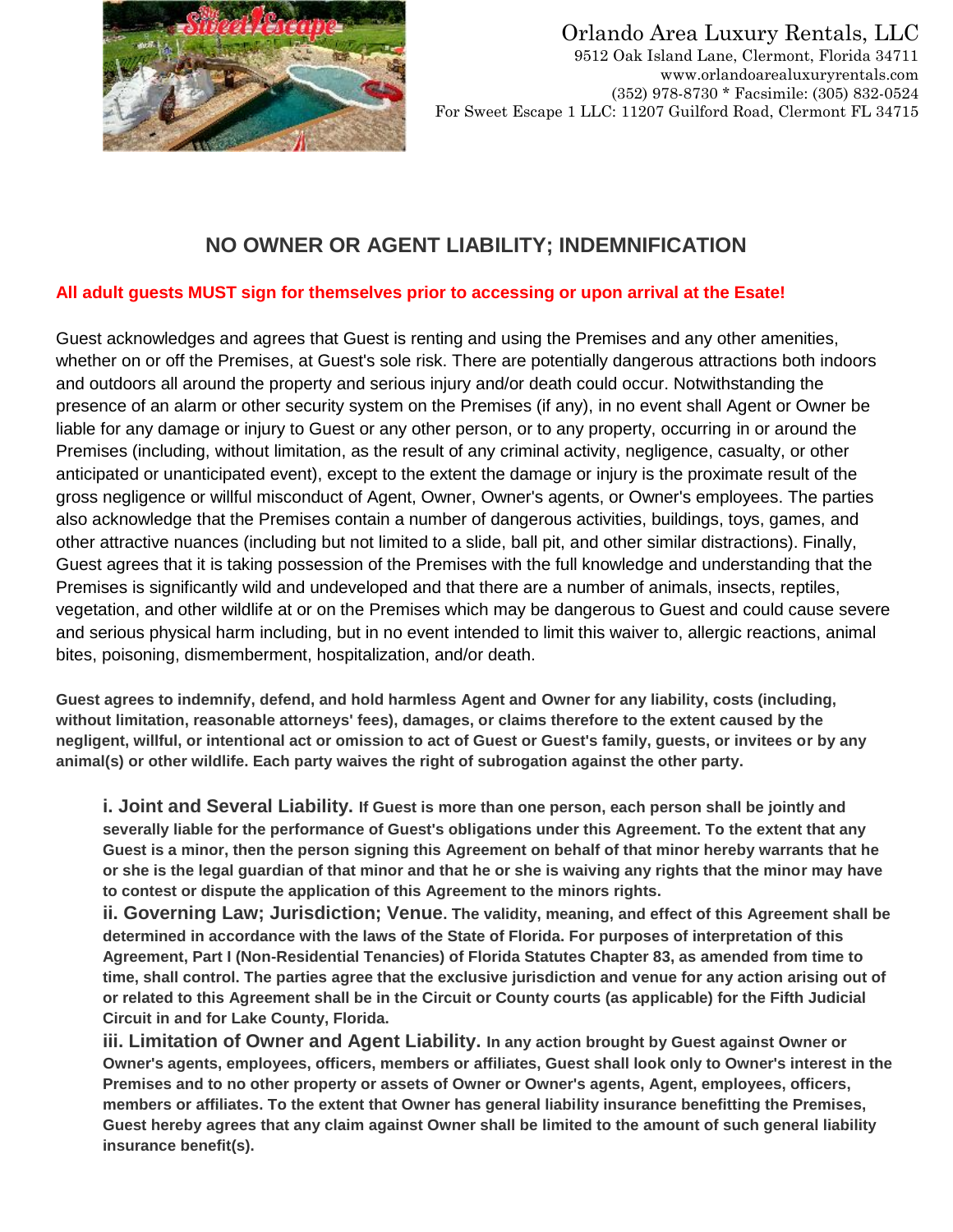Orlando Area Luxury Rentals, LLC
9512 Oak Island Lane, Clermont, Florida 34711
www.orlandoarealuxuryrentals.com
(352) 978-8730 * Facsimile: (305) 832-0524
For Sweet Escape 1 LLC: 11207 Guilford Road, Clermont FL 34715

## NO OWNER OR AGENT LIABILITY; INDEMNIFICATION

**All adult guests MUST sign for themselves prior to accessing or upon arrival at the Esate!**

Guest acknowledges and agrees that Guest is renting and using the Premises and any other amenities, whether on or off the Premises, at Guest's sole risk. There are potentially dangerous attractions both indoors and outdoors all around the property and serious injury and/or death could occur. Notwithstanding the presence of an alarm or other security system on the Premises (if any), in no event shall Agent or Owner be liable for any damage or injury to Guest or any other person, or to any property, occurring in or around the Premises (including, without limitation, as the result of any criminal activity, negligence, casualty, or other anticipated or unanticipated event), except to the extent the damage or injury is the proximate result of the gross negligence or willful misconduct of Agent, Owner, Owner's agents, or Owner's employees. The parties also acknowledge that the Premises contain a number of dangerous activities, buildings, toys, games, and other attractive nuances (including but not limited to a slide, ball pit, and other similar distractions). Finally, Guest agrees that it is taking possession of the Premises with the full knowledge and understanding that the Premises is significantly wild and undeveloped and that there are a number of animals, insects, reptiles, vegetation, and other wildlife at or on the Premises which may be dangerous to Guest and could cause severe and serious physical harm including, but in no event intended to limit this waiver to, allergic reactions, animal bites, poisoning, dismemberment, hospitalization, and/or death.

**Guest agrees to indemnify, defend, and hold harmless Agent and Owner for any liability, costs (including, without limitation, reasonable attorneys' fees), damages, or claims therefore to the extent caused by the negligent, willful, or intentional act or omission to act of Guest or Guest's family, guests, or invitees or by any animal(s) or other wildlife. Each party waives the right of subrogation against the other party.**

**i. Joint and Several Liability.** **If Guest is more than one person, each person shall be jointly and severally liable for the performance of Guest's obligations under this Agreement. To the extent that any Guest is a minor, then the person signing this Agreement on behalf of that minor hereby warrants that he or she is the legal guardian of that minor and that he or she is waiving any rights that the minor may have to contest or dispute the application of this Agreement to the minors rights.**

**ii. Governing Law; Jurisdiction; Venue. The validity, meaning, and effect of this Agreement shall be determined in accordance with the laws of the State of Florida. For purposes of interpretation of this Agreement, Part I (Non-Residential Tenancies) of Florida Statutes Chapter 83, as amended from time to time, shall control. The parties agree that the exclusive jurisdiction and venue for any action arising out of or related to this Agreement shall be in the Circuit or County courts (as applicable) for the Fifth Judicial Circuit in and for Lake County, Florida.**

**iii. Limitation of Owner and Agent Liability. In any action brought by Guest against Owner or Owner's agents, employees, officers, members or affiliates, Guest shall look only to Owner's interest in the Premises and to no other property or assets of Owner or Owner's agents, Agent, employees, officers, members or affiliates. To the extent that Owner has general liability insurance benefitting the Premises, Guest hereby agrees that any claim against Owner shall be limited to the amount of such general liability insurance benefit(s).**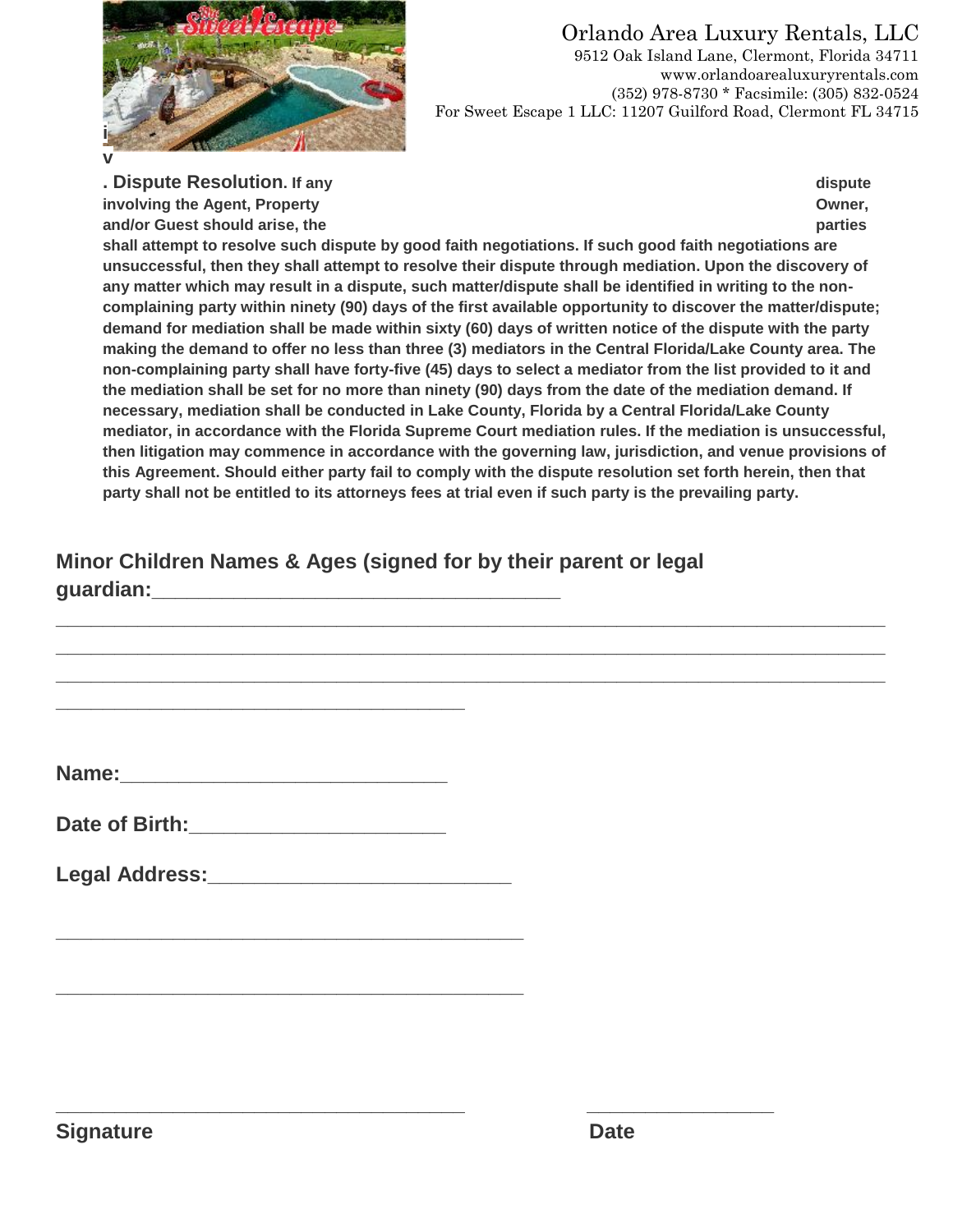Orlando Area Luxury Rentals, LLC
9512 Oak Island Lane, Clermont, Florida 34711
www.orlandoarealuxuryrentals.com
(352) 978-8730 * Facsimile: (305) 832-0524
For Sweet Escape 1 LLC: 11207 Guilford Road, Clermont FL 34715

iv. **Dispute Resolution.** If any dispute involving the Agent, Property Owner, and/or Guest should arise, the parties shall attempt to resolve such dispute by good faith negotiations. If such good faith negotiations are unsuccessful, then they shall attempt to resolve their dispute through mediation. Upon the discovery of any matter which may result in a dispute, such matter/dispute shall be identified in writing to the non-complaining party within ninety (90) days of the first available opportunity to discover the matter/dispute; demand for mediation shall be made within sixty (60) days of written notice of the dispute with the party making the demand to offer no less than three (3) mediators in the Central Florida/Lake County area. The non-complaining party shall have forty-five (45) days to select a mediator from the list provided to it and the mediation shall be set for no more than ninety (90) days from the date of the mediation demand. If necessary, mediation shall be conducted in Lake County, Florida by a Central Florida/Lake County mediator, in accordance with the Florida Supreme Court mediation rules. If the mediation is unsuccessful, then litigation may commence in accordance with the governing law, jurisdiction, and venue provisions of this Agreement. Should either party fail to comply with the dispute resolution set forth herein, then that party shall not be entitled to its attorneys fees at trial even if such party is the prevailing party.

**Minor Children Names & Ages (signed for by their parent or legal guardian:**_____________________________________

___________________________________________________________________________

___________________________________________________________________________

___________________________________________________________________________

_____________________________________

**Name:**______________________________

**Date of Birth:**_______________________

**Legal Address:**____________________________

___________________________________________

___________________________________________

_____________________________________ _________________

**Signature** **Date**